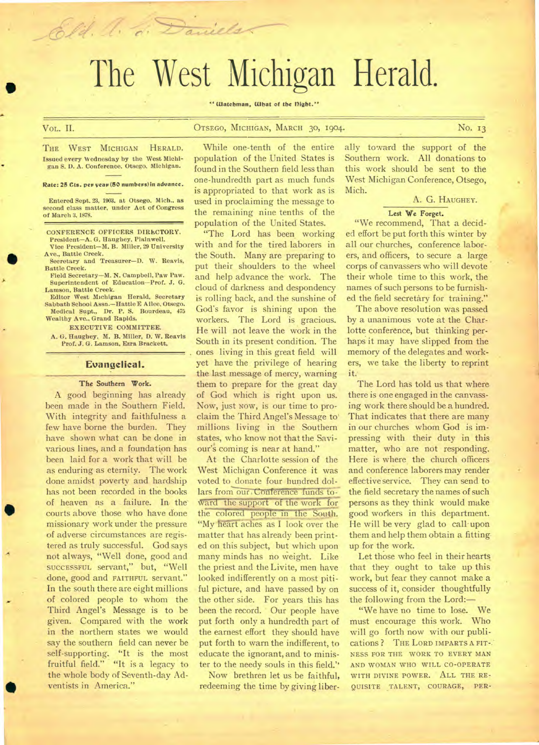Eld. A. G. Daniels

# The West Michigan Herald.

"Watchman, What of the Night."

VOL. II. OTSEGO, MICHIGAN, MARCH 30, 1904. No. 13

THE WEST MICHIGAN HERALD.
Issued every Wednesday by the West Michigan S. D. A. Conference, Otsego, Michigan.

**Rate: 25 Cts. per year (50 numbers) in advance.**

Entered Sept. 23, 1903, at Otsego, Mich., as second class matter, under Act of Congress of March 3, 1878.

CONFERENCE OFFICERS DIRECTORY.
President—A. G. Haughey, Plainwell.
Vice President—M. B. Miller, 29 University Ave., Battle Creek.
Secretary and Treasurer—D. W. Reavis, Battle Creek.
Field Secretary—M. N. Campbell, Paw Paw.
Superintendent of Education—Prof. J. G. Lamson, Battle Creek.
Editor West Michigan Herald, Secretary Sabbath School Assn.—Hattie E Allee, Otsego.
Medical Supt., Dr. P. S. Bourdeau, 475 Wealthy Ave., Grand Rapids.

EXECUTIVE COMMITTEE.
A. G. Haughey, M. B. Miller, D. W. Reavis, Prof. J. G. Lamson, Ezra Brackett.

## Evangelical.

### The Southern Work.

A good beginning has already been made in the Southern Field. With integrity and faithfulness a few have borne the burden. They have shown what can be done in various lines, and a foundation has been laid for a work that will be as enduring as eternity. The work done amidst poverty and hardship has not been recorded in the books of heaven as a failure. In the courts above those who have done missionary work under the pressure of adverse circumstances are registered as truly successful. God says not always, "Well done, good and SUCCESSFUL servant," but, "Well done, good and FAITHFUL servant." In the south there are eight millions of colored people to whom the Third Angel's Message is to be given. Compared with the work in the northern states we would say the southern field can never be self-supporting. "It is the most fruitful field." "It is a legacy to the whole body of Seventh-day Adventists in America."

While one-tenth of the entire population of the United States is found in the Southern field less than one-hundredth part as much funds is appropriated to that work as is used in proclaiming the message to the remaining nine tenths of the population of the United States.

"The Lord has been working with and for the tired laborers in the South. Many are preparing to put their shoulders to the wheel and help advance the work. The cloud of darkness and despondency is rolling back, and the sunshine of God's favor is shining upon the workers. The Lord is gracious. He will not leave the work in the South in its present condition. The ones living in this great field will yet have the privilege of hearing the last message of mercy, warning them to prepare for the great day of God which is right upon us. Now, just NOW, is our time to proclaim the Third Angel's Message to millions living in the Southern states, who know not that the Saviour's coming is near at hand."

At the Charlotte session of the West Michigan Conference it was voted to donate four hundred dollars from our Conference funds toward the support of the work for the colored people in the South. "My heart aches as I look over the matter that has already been printed on this subject, but which upon many minds has no weight. Like the priest and the Livite, men have looked indifferently on a most pitiful picture, and have passed by on the other side. For years this has been the record. Our people have put forth only a hundredth part of the earnest effort they should have put forth to warn the indifferent, to educate the ignorant, and to minister to the needy souls in this field."

Now brethren let us be faithful, redeeming the time by giving liberally toward the support of the Southern work. All donations to this work should be sent to the West Michigan Conference, Otsego, Mich.

A. G. HAUGHEY.

### Lest We Forget.

"We recommend, That a decided effort be put forth this winter by all our churches, conference laborers, and officers, to secure a large corps of canvassers who will devote their whole time to this work, the names of such persons to be furnished the field secretary for training."

The above resolution was passed by a unanimous vote at the Charlotte conference, but thinking perhaps it may have slipped from the memory of the delegates and workers, we take the liberty to reprint it.

The Lord has told us that where there is one engaged in the canvassing work there should be a hundred. That indicates that there are many in our churches whom God is impressing with their duty in this matter, who are not responding. Here is where the church officers and conference laborers may render effective service. They can send to the field secretary the names of such persons as they think would make good workers in this department. He will be very glad to call upon them and help them obtain a fitting up for the work.

Let those who feel in their hearts that they ought to take up this work, but fear they cannot make a success of it, consider thoughtfully the following from the Lord:—

"We have no time to lose. We must encourage this work. Who will go forth now with our publications? THE LORD IMPARTS A FITNESS FOR THE WORK TO EVERY MAN AND WOMAN WHO WILL CO-OPERATE WITH DIVINE POWER. ALL THE REQUISITE TALENT, COURAGE, PER-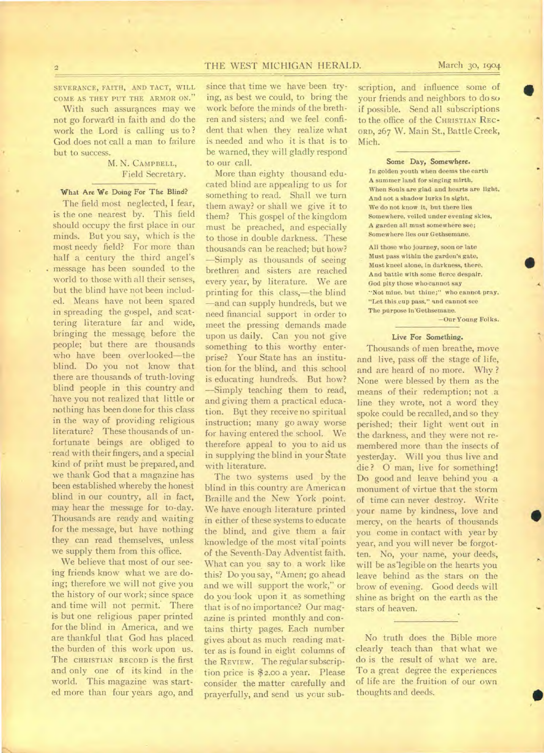SEVERANCE, FAITH, AND TACT, WILL COME AS THEY PUT THE ARMOR ON."

With such assurances may we not go forward in faith and do the work the Lord is calling us to? God does not call a man to failure but to success.

M. N. CAMPBELL,
Field Secretary.

### What Are We Doing For The Blind?

The field most neglected, I fear, is the one nearest by. This field should occupy the first place in our minds. But you say, which is the most needy field? For more than half a century the third angel's message has been sounded to the world to those with all their senses, but the blind have not been included. Means have not been spared in spreading the gospel, and scattering literature far and wide, bringing the message before the people; but there are thousands who have been overlooked—the blind. Do you not know that there are thousands of truth-loving blind people in this country and have you not realized that little or nothing has been done for this class in the way of providing religious literature? These thousands of unfortunate beings are obliged to read with their fingers, and a special kind of print must be prepared, and we thank God that a magazine has been established whereby the honest blind in our country, all in fact, may hear the message for to-day. Thousands are ready and waiting for the message, but have nothing they can read themselves, unless we supply them from this office.

We believe that most of our seeing friends know what we are doing; therefore we will not give you the history of our work; since space and time will not permit. There is but one religious paper printed for the blind in America, and we are thankful that God has placed the burden of this work upon us. The CHRISTIAN RECORD is the first and only one of its kind in the world. This magazine was started more than four years ago, and since that time we have been trying, as best we could, to bring the work before the minds of the brethren and sisters; and we feel confident that when they realize what is needed and who it is that is to be warned, they will gladly respond to our call.

More than eighty thousand educated blind are appealing to us for something to read. Shall we turn them away? or shall we give it to them? This gospel of the kingdom must be preached, and especially to those in double darkness. These thousands can be reached; but how? —Simply as thousands of seeing brethren and sisters are reached every year, by literature. We are printing for this class,—the blind —and can supply hundreds, but we need financial support in order to meet the pressing demands made upon us daily. Can you not give something to this worthy enterprise? Your State has an institution for the blind, and this school is educating hundreds. But how? —Simply teaching them to read, and giving them a practical education. But they receive no spiritual instruction; many go away worse for having entered the school. We therefore appeal to you to aid us in supplying the blind in your State with literature.

The two systems used by the blind in this country are American Braille and the New York point. We have enough literature printed in either of these systems to educate the blind, and give them a fair knowledge of the most vital points of the Seventh-Day Adventist faith. What can you say to a work like this? Do you say, "Amen; go ahead and we will support the work," or do you look upon it as something that is of no importance? Our magazine is printed monthly and contains thirty pages. Each number gives about as much reading matter as is found in eight columns of the REVIEW. The regular subscription price is $2.00 a year. Please consider the matter carefully and prayerfully, and send us your subscription, and influence some of your friends and neighbors to do so if possible. Send all subscriptions to the office of the CHRISTIAN RECORD, 267 W. Main St., Battle Creek, Mich.

### Some Day, Somewhere.

In golden youth when deems the earth
A summer land for singing mirth,
When Souls are glad and hearts are light,
And not a shadow lurks in sight,
We do not know it, but there lies
Somewhere, veiled under evening skies,
A garden all must somewhere see;
Somewhere lies our Gethsemane.

All those who journey, soon or late
Must pass within the garden's gate,
Must kneel alone, in darkness, there,
And battle with some fierce despair.
God pity those who cannot say
"Not mine, but thine;" who cannot pray,
"Let this cup pass," and cannot see
The purpose in Gethsemane.

—Our Young Folks.

### Live For Something.

Thousands of men breathe, move and live, pass off the stage of life, and are heard of no more. Why? None were blessed by them as the means of their redemption; not a line they wrote, not a word they spoke could be recalled, and so they perished; their light went out in the darkness, and they were not remembered more than the insects of yesterday. Will you thus live and die? O man, live for something! Do good and leave behind you a monument of virtue that the storm of time can never destroy. Write your name by kindness, love and mercy, on the hearts of thousands you come in contact with year by year, and you will never be forgotten. No, your name, your deeds, will be as legible on the hearts you leave behind as the stars on the brow of evening. Good deeds will shine as bright on the earth as the stars of heaven.

---

No truth does the Bible more clearly teach than that what we do is the result of what we are. To a great degree the experiences of life are the fruition of our own thoughts and deeds.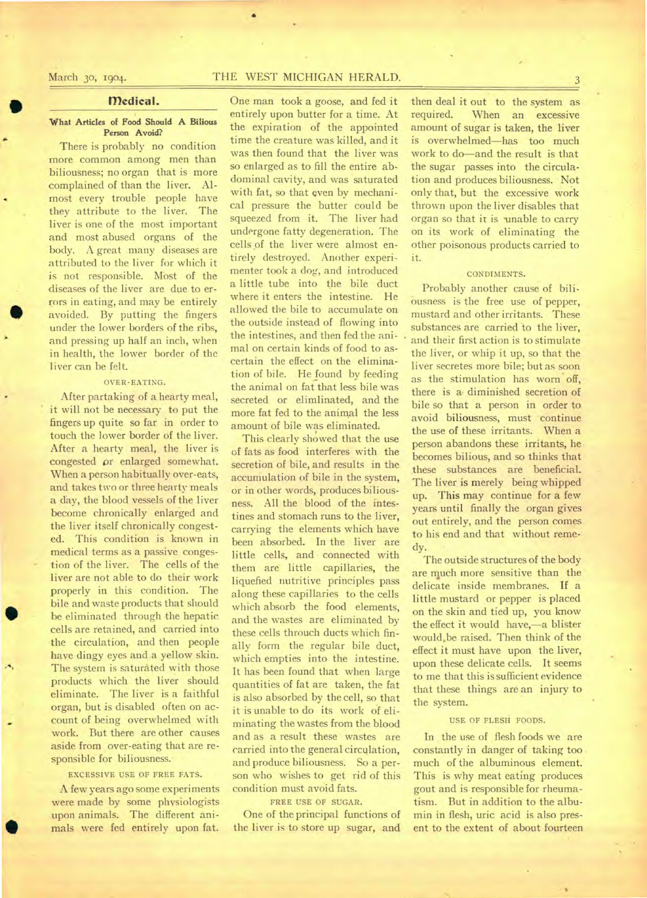## Medical.

### What Articles of Food Should A Bilious Person Avoid?

There is probably no condition more common among men than biliousness; no organ that is more complained of than the liver. Almost every trouble people have they attribute to the liver. The liver is one of the most important and most abused organs of the body. A great many diseases are attributed to the liver for which it is not responsible. Most of the diseases of the liver are due to errors in eating, and may be entirely avoided. By putting the fingers under the lower borders of the ribs, and pressing up half an inch, when in health, the lower border of the liver can be felt.

#### OVER-EATING.

After partaking of a hearty meal, it will not be necessary to put the fingers up quite so far in order to touch the lower border of the liver. After a hearty meal, the liver is congested or enlarged somewhat. When a person habitually over-eats, and takes two or three hearty meals a day, the blood vessels of the liver become chronically enlarged and the liver itself chronically congested. This condition is known in medical terms as a passive congestion of the liver. The cells of the liver are not able to do their work properly in this condition. The bile and waste products that should be eliminated through the hepatic cells are retained, and carried into the circulation, and then people have dingy eyes and a yellow skin. The system is saturated with those products which the liver should eliminate. The liver is a faithful organ, but is disabled often on account of being overwhelmed with work. But there are other causes aside from over-eating that are responsible for biliousness.

#### EXCESSIVE USE OF FREE FATS.

A few years ago some experiments were made by some physiologists upon animals. The different animals were fed entirely upon fat. One man took a goose, and fed it entirely upon butter for a time. At the expiration of the appointed time the creature was killed, and it was then found that the liver was so enlarged as to fill the entire abdominal cavity, and was saturated with fat, so that even by mechanical pressure the butter could be squeezed from it. The liver had undergone fatty degeneration. The cells of the liver were almost entirely destroyed. Another experimenter took a dog, and introduced a little tube into the bile duct where it enters the intestine. He allowed the bile to accumulate on the outside instead of flowing into the intestines, and then fed the animal on certain kinds of food to ascertain the effect on the elimination of bile. He found by feeding the animal on fat that less bile was secreted or elimlinated, and the more fat fed to the animal the less amount of bile was eliminated.

This clearly showed that the use of fats as food interferes with the secretion of bile, and results in the accumulation of bile in the system, or in other words, produces biliousness. All the blood of the intestines and stomach runs to the liver, carrying the elements which have been absorbed. In the liver are little cells, and connected with them are little capillaries, the liquefied nutritive principles pass along these capillaries to the cells which absorb the food elements, and the wastes are eliminated by these cells throuch ducts which finally form the regular bile duct, which empties into the intestine. It has been found that when large quantities of fat are taken, the fat is also absorbed by the cell, so that it is unable to do its work of eliminating the wastes from the blood and as a result these wastes are carried into the general circulation, and produce biliousness. So a person who wishes to get rid of this condition must avoid fats.

#### FREE USE OF SUGAR.

One of the principal functions of the liver is to store up sugar, and then deal it out to the system as required. When an excessive amount of sugar is taken, the liver is overwhelmed—has too much work to do—and the result is that the sugar passes into the circulation and produces biliousness. Not only that, but the excessive work thrown upon the liver disables that organ so that it is unable to carry on its work of eliminating the other poisonous products carried to it.

#### CONDIMENTS.

Probably another cause of biliousness is the free use of pepper, mustard and other irritants. These substances are carried to the liver, and their first action is to stimulate the liver, or whip it up, so that the liver secretes more bile; but as soon as the stimulation has worn off, there is a diminished secretion of bile so that a person in order to avoid biliousness, must continue the use of these irritants. When a person abandons these irritants, he becomes bilious, and so thinks that these substances are beneficial. The liver is merely being whipped up. This may continue for a few years until finally the organ gives out entirely, and the person comes to his end and that without remedy.

The outside structures of the body are much more sensitive than the delicate inside membranes. If a little mustard or pepper is placed on the skin and tied up, you know the effect it would have,—a blister would be raised. Then think of the effect it must have upon the liver, upon these delicate cells. It seems to me that this is sufficient evidence that these things are an injury to the system.

#### USE OF FLESH FOODS.

In the use of flesh foods we are constantly in danger of taking too much of the albuminous element. This is why meat eating produces gout and is responsible for rheumatism. But in addition to the albumin in flesh, uric acid is also present to the extent of about fourteen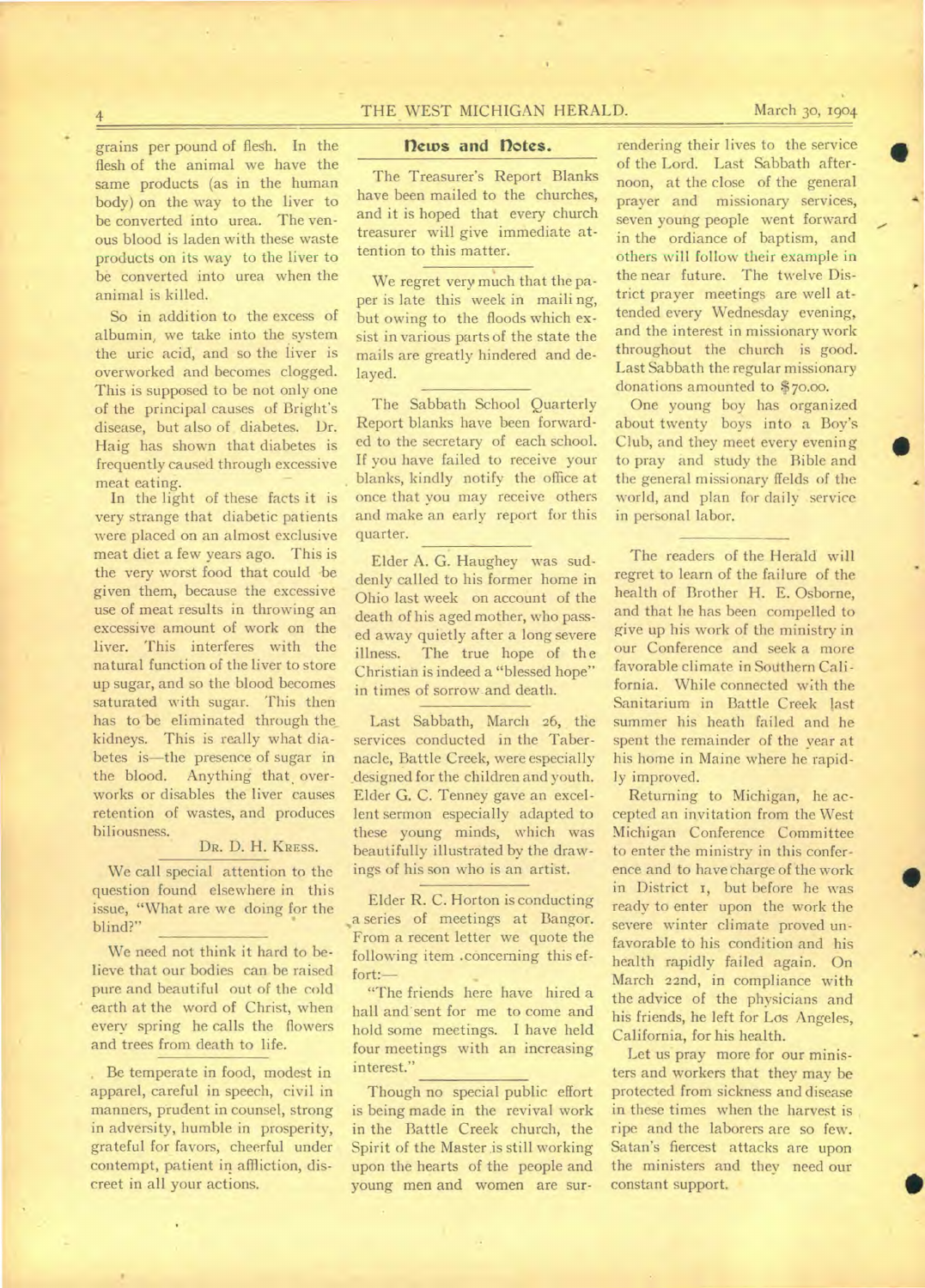grains per pound of flesh. In the flesh of the animal we have the same products (as in the human body) on the way to the liver to be converted into urea. The venous blood is laden with these waste products on its way to the liver to be converted into urea when the animal is killed.

So in addition to the excess of albumin, we take into the system the uric acid, and so the liver is overworked and becomes clogged. This is supposed to be not only one of the principal causes of Bright's disease, but also of diabetes. Dr. Haig has shown that diabetes is frequently caused through excessive meat eating.

In the light of these facts it is very strange that diabetic patients were placed on an almost exclusive meat diet a few years ago. This is the very worst food that could be given them, because the excessive use of meat results in throwing an excessive amount of work on the liver. This interferes with the natural function of the liver to store up sugar, and so the blood becomes saturated with sugar. This then has to be eliminated through the kidneys. This is really what diabetes is—the presence of sugar in the blood. Anything that overworks or disables the liver causes retention of wastes, and produces biliousness.

DR. D. H. KRESS.

---

We call special attention to the question found elsewhere in this issue, "What are we doing for the blind?"

---

We need not think it hard to believe that our bodies can be raised pure and beautiful out of the cold earth at the word of Christ, when every spring he calls the flowers and trees from death to life.

---

Be temperate in food, modest in apparel, careful in speech, civil in manners, prudent in counsel, strong in adversity, humble in prosperity, grateful for favors, cheerful under contempt, patient in affliction, discreet in all your actions.

## News and Notes.

The Treasurer's Report Blanks have been mailed to the churches, and it is hoped that every church treasurer will give immediate attention to this matter.

---

We regret very much that the paper is late this week in mailing, but owing to the floods which exist in various parts of the state the mails are greatly hindered and delayed.

---

The Sabbath School Quarterly Report blanks have been forwarded to the secretary of each school. If you have failed to receive your blanks, kindly notify the office at once that you may receive others and make an early report for this quarter.

---

Elder A. G. Haughey was suddenly called to his former home in Ohio last week on account of the death of his aged mother, who passed away quietly after a long severe illness. The true hope of the Christian is indeed a "blessed hope" in times of sorrow and death.

---

Last Sabbath, March 26, the services conducted in the Tabernacle, Battle Creek, were especially designed for the children and youth. Elder G. C. Tenney gave an excellent sermon especially adapted to these young minds, which was beautifully illustrated by the drawings of his son who is an artist.

---

Elder R. C. Horton is conducting a series of meetings at Bangor. From a recent letter we quote the following item concerning this effort:—

"The friends here have hired a hall and sent for me to come and hold some meetings. I have held four meetings with an increasing interest."

---

Though no special public effort is being made in the revival work in the Battle Creek church, the Spirit of the Master is still working upon the hearts of the people and young men and women are surrendering their lives to the service of the Lord. Last Sabbath afternoon, at the close of the general prayer and missionary services, seven young people went forward in the ordinance of baptism, and others will follow their example in the near future. The twelve District prayer meetings are well attended every Wednesday evening, and the interest in missionary work throughout the church is good. Last Sabbath the regular missionary donations amounted to $70.00.

One young boy has organized about twenty boys into a Boy's Club, and they meet every evening to pray and study the Bible and the general missionary fields of the world, and plan for daily service in personal labor.

---

The readers of the Herald will regret to learn of the failure of the health of Brother H. E. Osborne, and that he has been compelled to give up his work of the ministry in our Conference and seek a more favorable climate in Southern California. While connected with the Sanitarium in Battle Creek last summer his heath failed and he spent the remainder of the year at his home in Maine where he rapidly improved.

Returning to Michigan, he accepted an invitation from the West Michigan Conference Committee to enter the ministry in this conference and to have charge of the work in District 1, but before he was ready to enter upon the work the severe winter climate proved unfavorable to his condition and his health rapidly failed again. On March 22nd, in compliance with the advice of the physicians and his friends, he left for Los Angeles, California, for his health.

Let us pray more for our ministers and workers that they may be protected from sickness and disease in these times when the harvest is ripe and the laborers are so few. Satan's fiercest attacks are upon the ministers and they need our constant support.